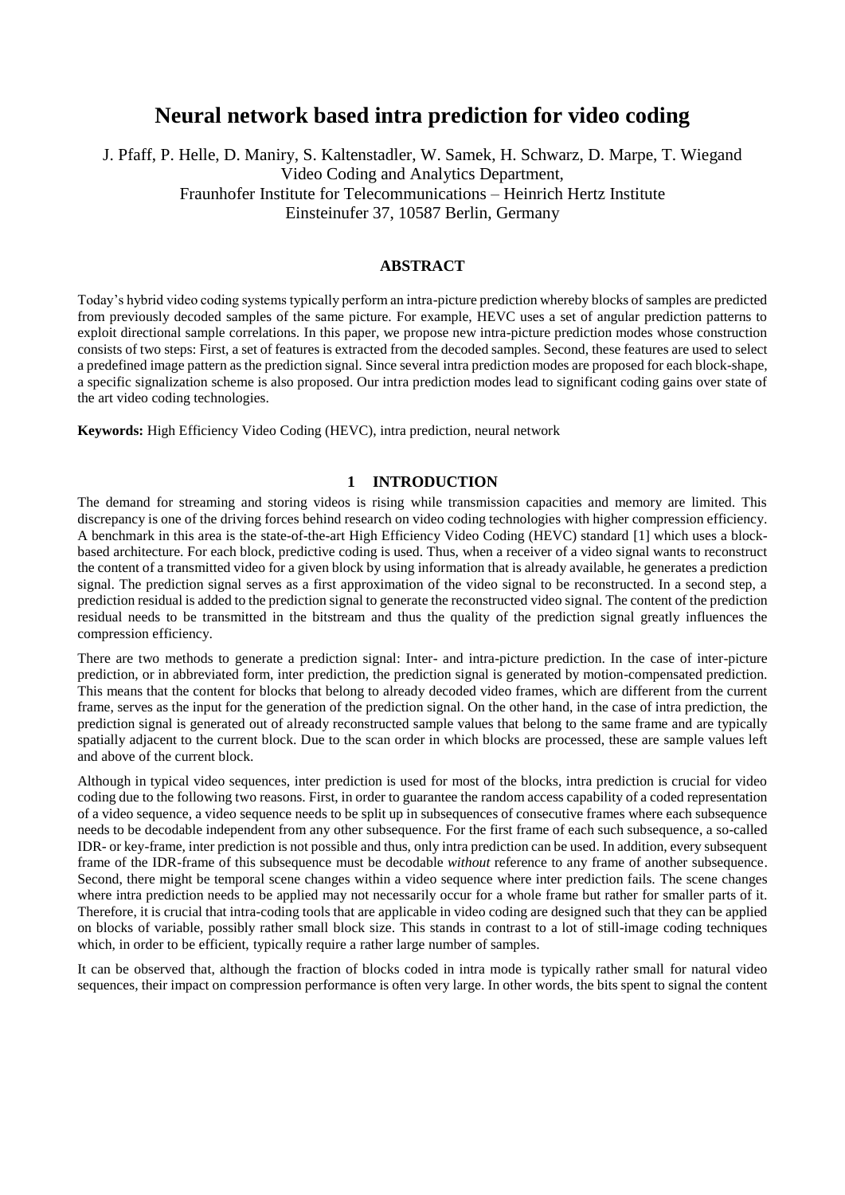# Neural network based intra prediction for video coding

J. Pfaff, P. Helle, D. Maniry, S. Kaltenstadler, W. Samek, H. Schwarz, D. Marpe, T. Wiegand
Video Coding and Analytics Department,
Fraunhofer Institute for Telecommunications – Heinrich Hertz Institute
Einsteinufer 37, 10587 Berlin, Germany

## ABSTRACT

Today's hybrid video coding systems typically perform an intra-picture prediction whereby blocks of samples are predicted from previously decoded samples of the same picture. For example, HEVC uses a set of angular prediction patterns to exploit directional sample correlations. In this paper, we propose new intra-picture prediction modes whose construction consists of two steps: First, a set of features is extracted from the decoded samples. Second, these features are used to select a predefined image pattern as the prediction signal. Since several intra prediction modes are proposed for each block-shape, a specific signalization scheme is also proposed. Our intra prediction modes lead to significant coding gains over state of the art video coding technologies.

**Keywords:** High Efficiency Video Coding (HEVC), intra prediction, neural network

## 1 INTRODUCTION

The demand for streaming and storing videos is rising while transmission capacities and memory are limited. This discrepancy is one of the driving forces behind research on video coding technologies with higher compression efficiency. A benchmark in this area is the state-of-the-art High Efficiency Video Coding (HEVC) standard [1] which uses a block-based architecture. For each block, predictive coding is used. Thus, when a receiver of a video signal wants to reconstruct the content of a transmitted video for a given block by using information that is already available, he generates a prediction signal. The prediction signal serves as a first approximation of the video signal to be reconstructed. In a second step, a prediction residual is added to the prediction signal to generate the reconstructed video signal. The content of the prediction residual needs to be transmitted in the bitstream and thus the quality of the prediction signal greatly influences the compression efficiency.

There are two methods to generate a prediction signal: Inter- and intra-picture prediction. In the case of inter-picture prediction, or in abbreviated form, inter prediction, the prediction signal is generated by motion-compensated prediction. This means that the content for blocks that belong to already decoded video frames, which are different from the current frame, serves as the input for the generation of the prediction signal. On the other hand, in the case of intra prediction, the prediction signal is generated out of already reconstructed sample values that belong to the same frame and are typically spatially adjacent to the current block. Due to the scan order in which blocks are processed, these are sample values left and above of the current block.

Although in typical video sequences, inter prediction is used for most of the blocks, intra prediction is crucial for video coding due to the following two reasons. First, in order to guarantee the random access capability of a coded representation of a video sequence, a video sequence needs to be split up in subsequences of consecutive frames where each subsequence needs to be decodable independent from any other subsequence. For the first frame of each such subsequence, a so-called IDR- or key-frame, inter prediction is not possible and thus, only intra prediction can be used. In addition, every subsequent frame of the IDR-frame of this subsequence must be decodable *without* reference to any frame of another subsequence. Second, there might be temporal scene changes within a video sequence where inter prediction fails. The scene changes where intra prediction needs to be applied may not necessarily occur for a whole frame but rather for smaller parts of it. Therefore, it is crucial that intra-coding tools that are applicable in video coding are designed such that they can be applied on blocks of variable, possibly rather small block size. This stands in contrast to a lot of still-image coding techniques which, in order to be efficient, typically require a rather large number of samples.

It can be observed that, although the fraction of blocks coded in intra mode is typically rather small for natural video sequences, their impact on compression performance is often very large. In other words, the bits spent to signal the content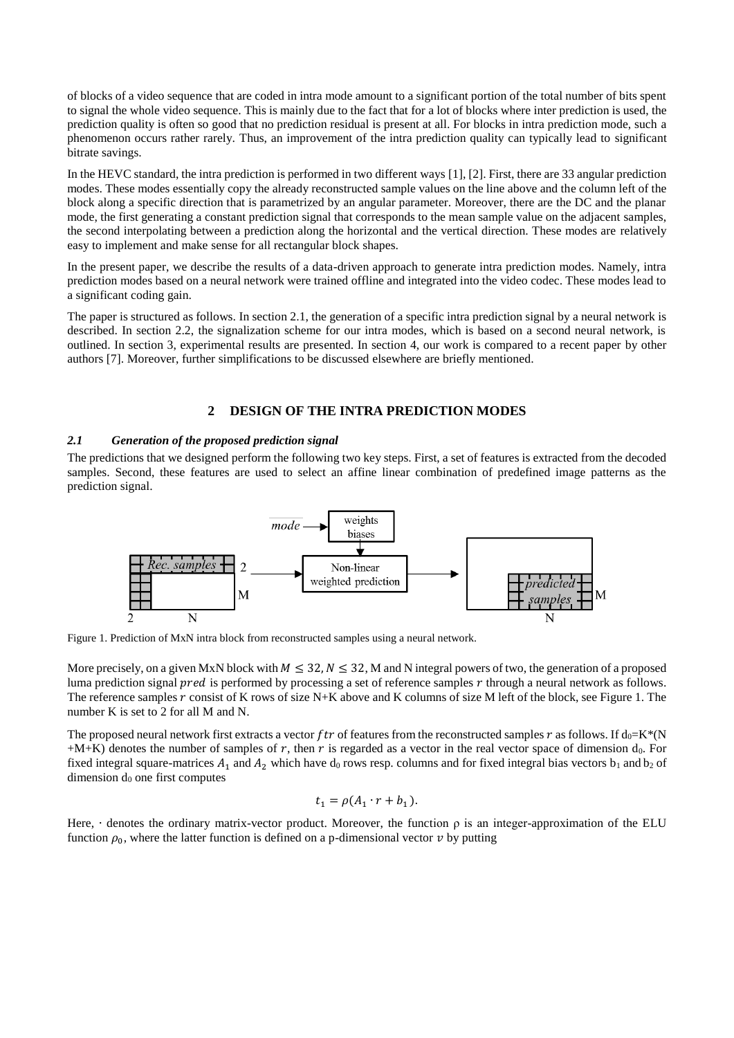of blocks of a video sequence that are coded in intra mode amount to a significant portion of the total number of bits spent to signal the whole video sequence. This is mainly due to the fact that for a lot of blocks where inter prediction is used, the prediction quality is often so good that no prediction residual is present at all. For blocks in intra prediction mode, such a phenomenon occurs rather rarely. Thus, an improvement of the intra prediction quality can typically lead to significant bitrate savings.

In the HEVC standard, the intra prediction is performed in two different ways [1], [2]. First, there are 33 angular prediction modes. These modes essentially copy the already reconstructed sample values on the line above and the column left of the block along a specific direction that is parametrized by an angular parameter. Moreover, there are the DC and the planar mode, the first generating a constant prediction signal that corresponds to the mean sample value on the adjacent samples, the second interpolating between a prediction along the horizontal and the vertical direction. These modes are relatively easy to implement and make sense for all rectangular block shapes.

In the present paper, we describe the results of a data-driven approach to generate intra prediction modes. Namely, intra prediction modes based on a neural network were trained offline and integrated into the video codec. These modes lead to a significant coding gain.

The paper is structured as follows. In section 2.1, the generation of a specific intra prediction signal by a neural network is described. In section 2.2, the signalization scheme for our intra modes, which is based on a second neural network, is outlined. In section 3, experimental results are presented. In section 4, our work is compared to a recent paper by other authors [7]. Moreover, further simplifications to be discussed elsewhere are briefly mentioned.

## 2 DESIGN OF THE INTRA PREDICTION MODES

### *2.1 Generation of the proposed prediction signal*

The predictions that we designed perform the following two key steps. First, a set of features is extracted from the decoded samples. Second, these features are used to select an affine linear combination of predefined image patterns as the prediction signal.

Figure 1. Prediction of MxN intra block from reconstructed samples using a neural network.

More precisely, on a given MxN block with $M \leq 32, N \leq 32$, M and N integral powers of two, the generation of a proposed luma prediction signal $pred$ is performed by processing a set of reference samples $r$ through a neural network as follows. The reference samples $r$ consist of K rows of size N+K above and K columns of size M left of the block, see Figure 1. The number K is set to 2 for all M and N.

The proposed neural network first extracts a vector $ftr$ of features from the reconstructed samples $r$ as follows. If $d_0$=K\*(N +M+K) denotes the number of samples of $r$, then $r$ is regarded as a vector in the real vector space of dimension $d_0$. For fixed integral square-matrices $A_1$ and $A_2$ which have $d_0$ rows resp. columns and for fixed integral bias vectors $b_1$ and $b_2$ of dimension $d_0$ one first computes

$$t_1 = \rho(A_1 \cdot r + b_1).$$

Here, $\cdot$ denotes the ordinary matrix-vector product. Moreover, the function $\rho$ is an integer-approximation of the ELU function $\rho_0$, where the latter function is defined on a p-dimensional vector $v$ by putting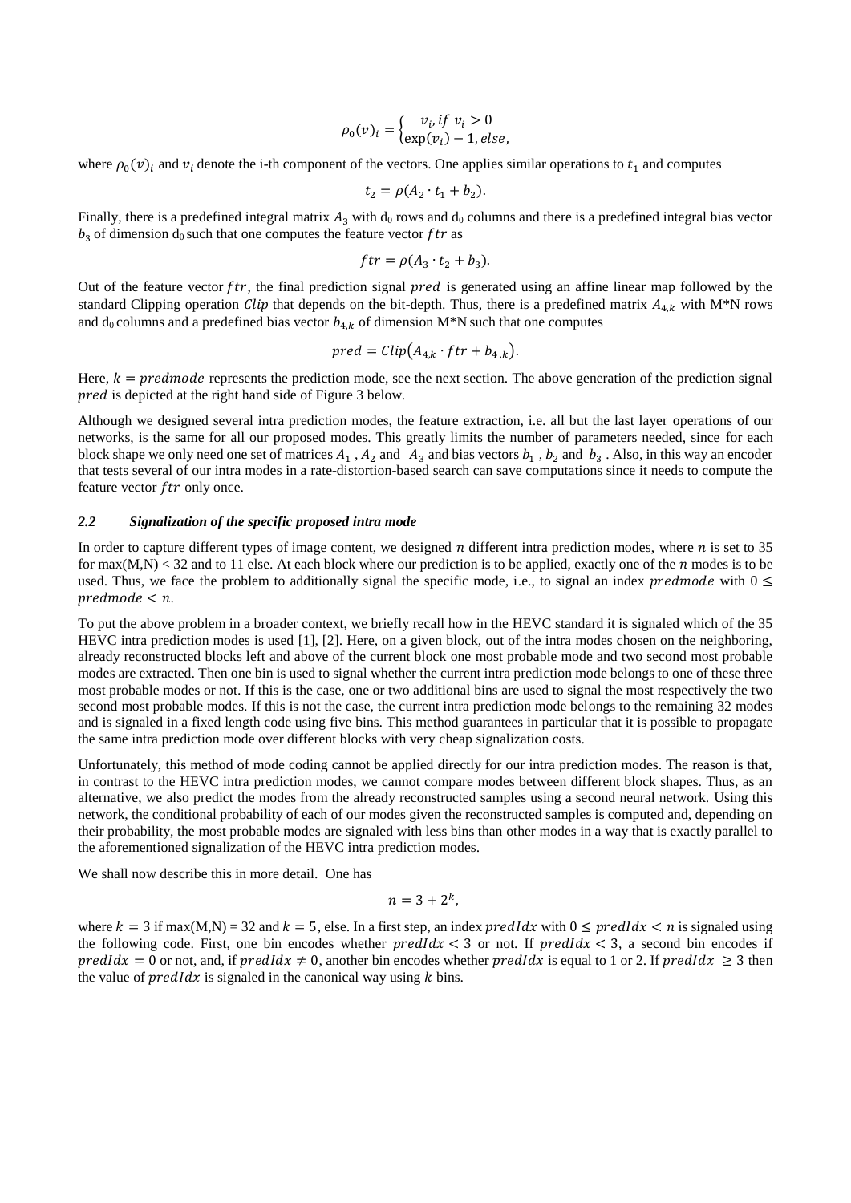$$\rho_0(v)_i = \begin{cases} v_i, if \ v_i > 0 \\ \exp(v_i) - 1, else, \end{cases}$$

where $\rho_0(v)_i$ and $v_i$ denote the i-th component of the vectors. One applies similar operations to $t_1$ and computes

$$t_2 = \rho(A_2 \cdot t_1 + b_2).$$

Finally, there is a predefined integral matrix $A_3$ with $d_0$ rows and $d_0$ columns and there is a predefined integral bias vector $b_3$ of dimension $d_0$ such that one computes the feature vector $ftr$ as

$$ftr = \rho(A_3 \cdot t_2 + b_3).$$

Out of the feature vector $ftr$, the final prediction signal $pred$ is generated using an affine linear map followed by the standard Clipping operation $Clip$ that depends on the bit-depth. Thus, there is a predefined matrix $A_{4,k}$ with M*N rows and $d_0$ columns and a predefined bias vector $b_{4,k}$ of dimension M*N such that one computes

$$pred = Clip\left(A_{4,k} \cdot ftr + b_{4,k}\right).$$

Here, $k = predmode$ represents the prediction mode, see the next section. The above generation of the prediction signal $pred$ is depicted at the right hand side of Figure 3 below.

Although we designed several intra prediction modes, the feature extraction, i.e. all but the last layer operations of our networks, is the same for all our proposed modes. This greatly limits the number of parameters needed, since for each block shape we only need one set of matrices $A_1$ , $A_2$ and $A_3$ and bias vectors $b_1$ , $b_2$ and $b_3$ . Also, in this way an encoder that tests several of our intra modes in a rate-distortion-based search can save computations since it needs to compute the feature vector $ftr$ only once.

### *2.2 Signalization of the specific proposed intra mode*

In order to capture different types of image content, we designed $n$ different intra prediction modes, where $n$ is set to 35 for max(M,N) < 32 and to 11 else. At each block where our prediction is to be applied, exactly one of the $n$ modes is to be used. Thus, we face the problem to additionally signal the specific mode, i.e., to signal an index $predmode$ with $0 \leq predmode < n$.

To put the above problem in a broader context, we briefly recall how in the HEVC standard it is signaled which of the 35 HEVC intra prediction modes is used [1], [2]. Here, on a given block, out of the intra modes chosen on the neighboring, already reconstructed blocks left and above of the current block one most probable mode and two second most probable modes are extracted. Then one bin is used to signal whether the current intra prediction mode belongs to one of these three most probable modes or not. If this is the case, one or two additional bins are used to signal the most respectively the two second most probable modes. If this is not the case, the current intra prediction mode belongs to the remaining 32 modes and is signaled in a fixed length code using five bins. This method guarantees in particular that it is possible to propagate the same intra prediction mode over different blocks with very cheap signalization costs.

Unfortunately, this method of mode coding cannot be applied directly for our intra prediction modes. The reason is that, in contrast to the HEVC intra prediction modes, we cannot compare modes between different block shapes. Thus, as an alternative, we also predict the modes from the already reconstructed samples using a second neural network. Using this network, the conditional probability of each of our modes given the reconstructed samples is computed and, depending on their probability, the most probable modes are signaled with less bins than other modes in a way that is exactly parallel to the aforementioned signalization of the HEVC intra prediction modes.

We shall now describe this in more detail. One has

$$n = 3 + 2^k,$$

where $k = 3$ if max(M,N) = 32 and $k = 5$, else. In a first step, an index $predIdx$ with $0 \leq predIdx < n$ is signaled using the following code. First, one bin encodes whether $predIdx < 3$ or not. If $predIdx < 3$, a second bin encodes if $predIdx = 0$ or not, and, if $predIdx \neq 0$, another bin encodes whether $predIdx$ is equal to 1 or 2. If $predIdx \geq 3$ then the value of $predIdx$ is signaled in the canonical way using $k$ bins.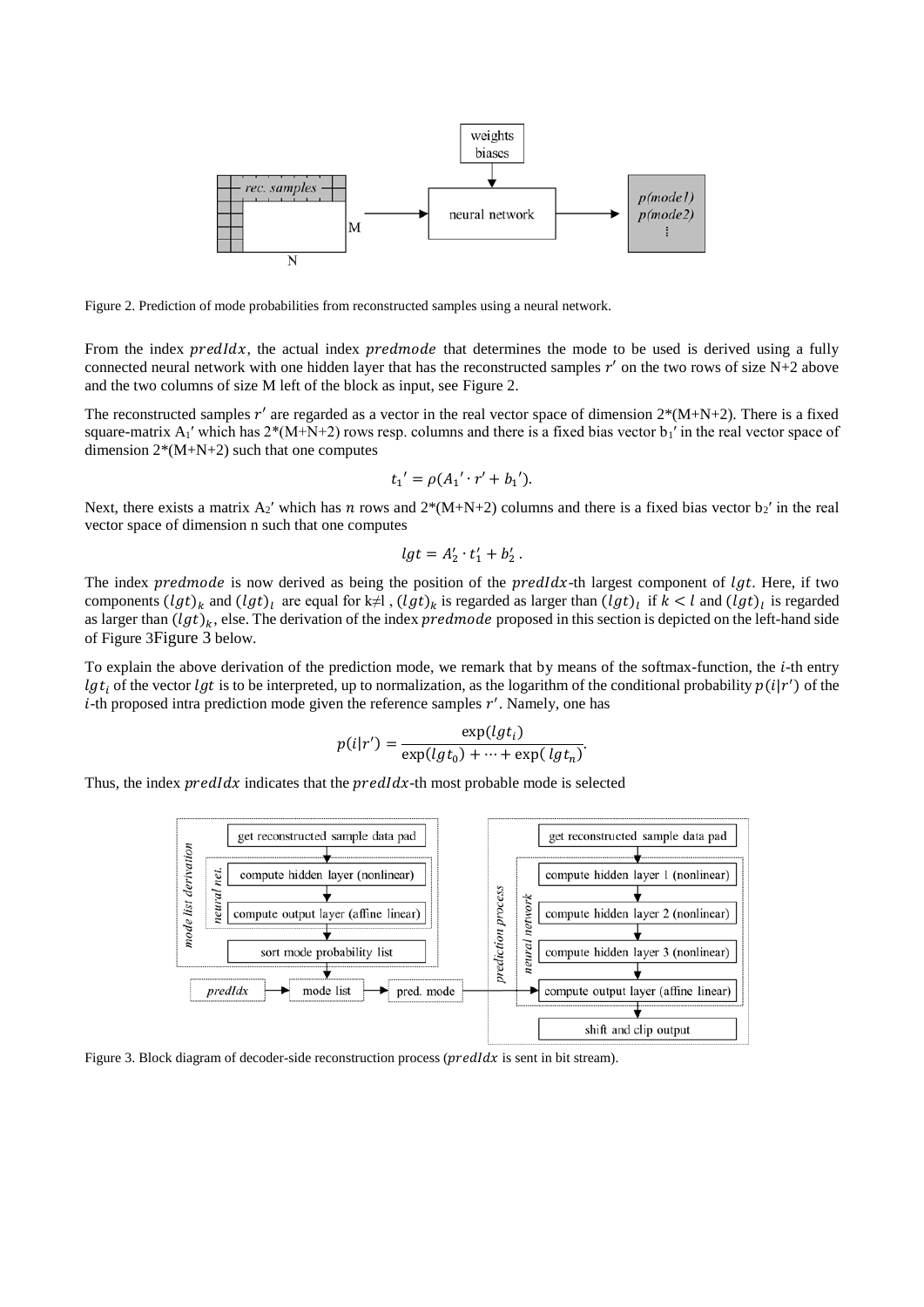Figure 2. Prediction of mode probabilities from reconstructed samples using a neural network.

From the index $predIdx$, the actual index $predmode$ that determines the mode to be used is derived using a fully connected neural network with one hidden layer that has the reconstructed samples $r'$ on the two rows of size N+2 above and the two columns of size M left of the block as input, see Figure 2.

The reconstructed samples $r'$ are regarded as a vector in the real vector space of dimension 2*(M+N+2). There is a fixed square-matrix $A_1'$ which has 2*(M+N+2) rows resp. columns and there is a fixed bias vector $b_1'$ in the real vector space of dimension 2*(M+N+2) such that one computes

$$t_1' = \rho(A_1' \cdot r' + b_1').$$

Next, there exists a matrix $A_2'$ which has $n$ rows and 2*(M+N+2) columns and there is a fixed bias vector $b_2'$ in the real vector space of dimension n such that one computes

$$lgt = A_2' \cdot t_1' + b_2' .$$

The index $predmode$ is now derived as being the position of the $predIdx$-th largest component of $lgt$. Here, if two components $(lgt)_k$ and $(lgt)_l$ are equal for k≠l , $(lgt)_k$ is regarded as larger than $(lgt)_l$ if $k < l$ and $(lgt)_l$ is regarded as larger than $(lgt)_k$, else. The derivation of the index $predmode$ proposed in this section is depicted on the left-hand side of Figure 3Figure 3 below.

To explain the above derivation of the prediction mode, we remark that by means of the softmax-function, the $i$-th entry $lgt_i$ of the vector $lgt$ is to be interpreted, up to normalization, as the logarithm of the conditional probability $p(i|r')$ of the $i$-th proposed intra prediction mode given the reference samples $r'$. Namely, one has

$$p(i|r') = \frac{\exp(lgt_i)}{\exp(lgt_0) + \cdots + \exp(lgt_n)}.$$

Thus, the index $predIdx$ indicates that the $predIdx$-th most probable mode is selected

Figure 3. Block diagram of decoder-side reconstruction process ($predIdx$ is sent in bit stream).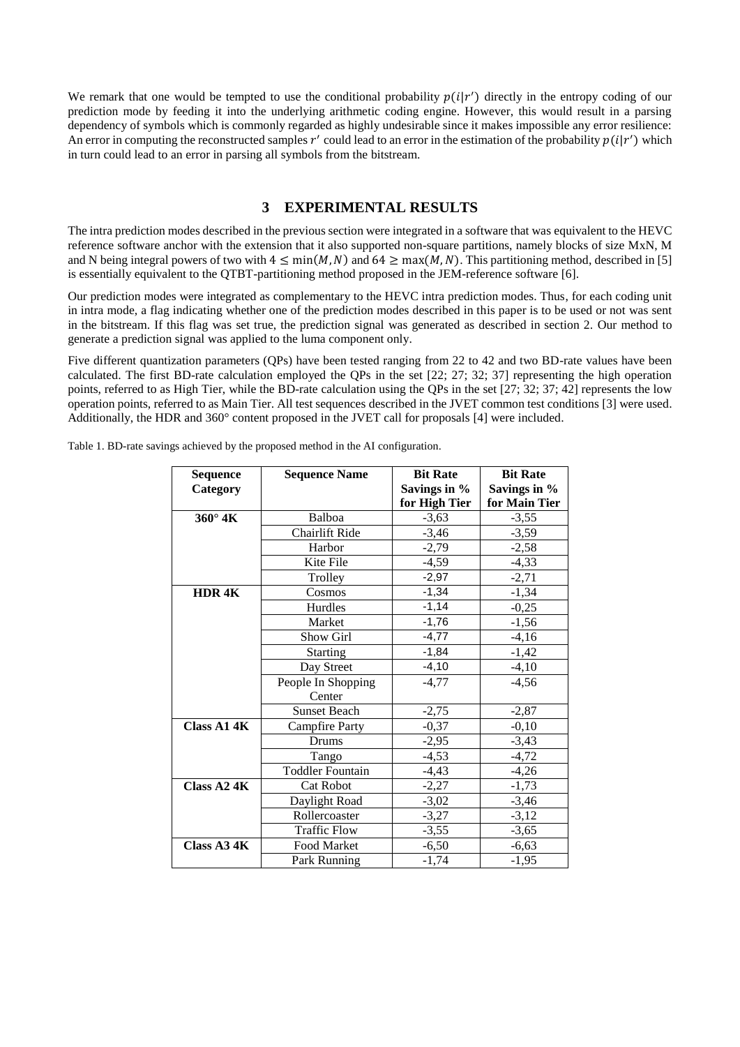We remark that one would be tempted to use the conditional probability $p(i|r')$ directly in the entropy coding of our prediction mode by feeding it into the underlying arithmetic coding engine. However, this would result in a parsing dependency of symbols which is commonly regarded as highly undesirable since it makes impossible any error resilience: An error in computing the reconstructed samples $r'$ could lead to an error in the estimation of the probability $p(i|r')$ which in turn could lead to an error in parsing all symbols from the bitstream.

## 3 EXPERIMENTAL RESULTS

The intra prediction modes described in the previous section were integrated in a software that was equivalent to the HEVC reference software anchor with the extension that it also supported non-square partitions, namely blocks of size MxN, M and N being integral powers of two with $4 \leq \min(M, N)$ and $64 \geq \max(M, N)$. This partitioning method, described in [5] is essentially equivalent to the QTBT-partitioning method proposed in the JEM-reference software [6].

Our prediction modes were integrated as complementary to the HEVC intra prediction modes. Thus, for each coding unit in intra mode, a flag indicating whether one of the prediction modes described in this paper is to be used or not was sent in the bitstream. If this flag was set true, the prediction signal was generated as described in section 2. Our method to generate a prediction signal was applied to the luma component only.

Five different quantization parameters (QPs) have been tested ranging from 22 to 42 and two BD-rate values have been calculated. The first BD-rate calculation employed the QPs in the set [22; 27; 32; 37] representing the high operation points, referred to as High Tier, while the BD-rate calculation using the QPs in the set [27; 32; 37; 42] represents the low operation points, referred to as Main Tier. All test sequences described in the JVET common test conditions [3] were used. Additionally, the HDR and 360° content proposed in the JVET call for proposals [4] were included.

Table 1. BD-rate savings achieved by the proposed method in the AI configuration.

| Sequence Category | Sequence Name | Bit Rate Savings in % for High Tier | Bit Rate Savings in % for Main Tier |
|---|---|---|---|
| **360° 4K** | Balboa | -3,63 | -3,55 |
| | Chairlift Ride | -3,46 | -3,59 |
| | Harbor | -2,79 | -2,58 |
| | Kite File | -4,59 | -4,33 |
| | Trolley | -2,97 | -2,71 |
| **HDR 4K** | Cosmos | -1,34 | -1,34 |
| | Hurdles | -1,14 | -0,25 |
| | Market | -1,76 | -1,56 |
| | Show Girl | -4,77 | -4,16 |
| | Starting | -1,84 | -1,42 |
| | Day Street | -4,10 | -4,10 |
| | People In Shopping Center | -4,77 | -4,56 |
| | Sunset Beach | -2,75 | -2,87 |
| **Class A1 4K** | Campfire Party | -0,37 | -0,10 |
| | Drums | -2,95 | -3,43 |
| | Tango | -4,53 | -4,72 |
| | Toddler Fountain | -4,43 | -4,26 |
| **Class A2 4K** | Cat Robot | -2,27 | -1,73 |
| | Daylight Road | -3,02 | -3,46 |
| | Rollercoaster | -3,27 | -3,12 |
| | Traffic Flow | -3,55 | -3,65 |
| **Class A3 4K** | Food Market | -6,50 | -6,63 |
| | Park Running | -1,74 | -1,95 |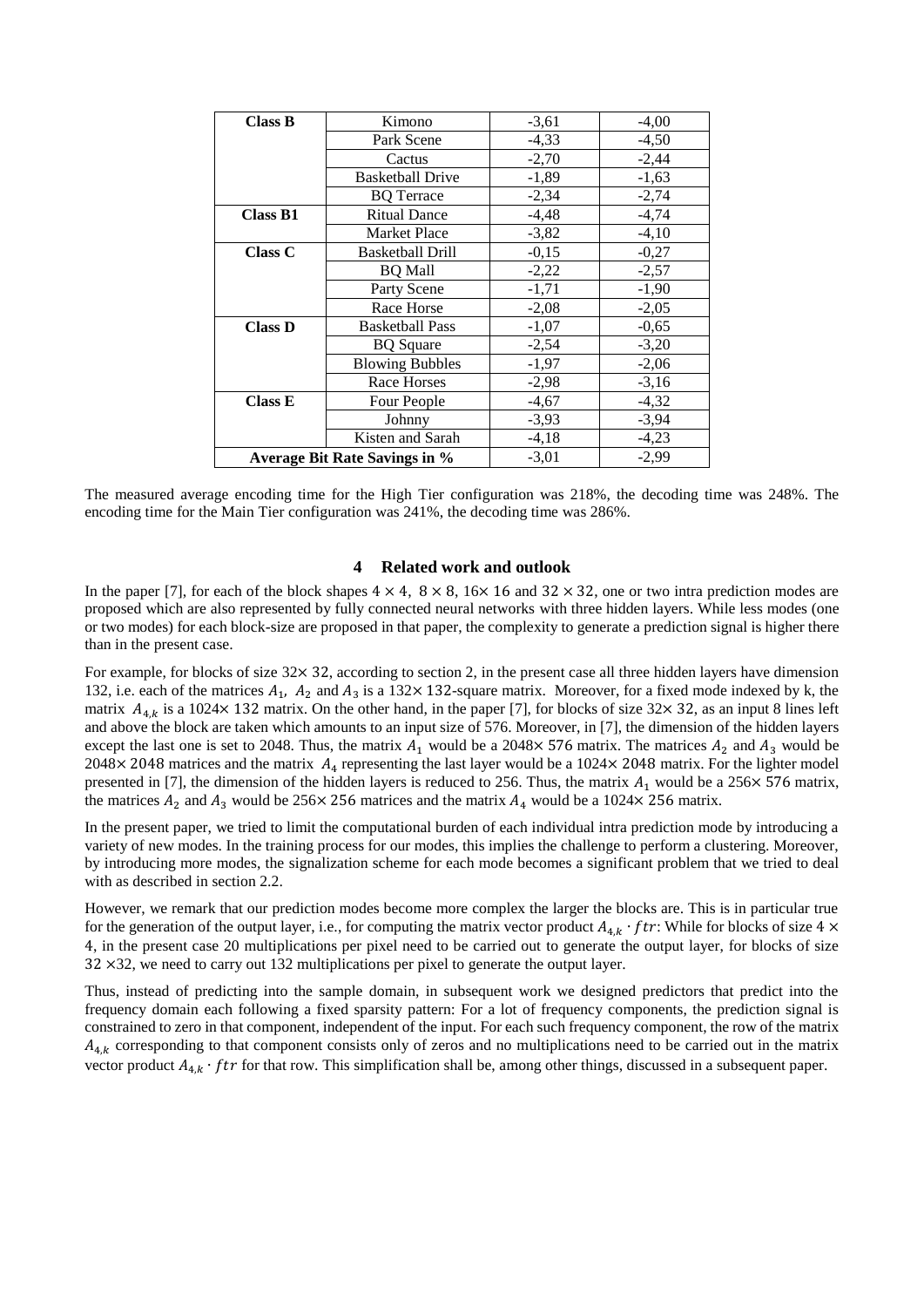| Class B | Kimono | -3,61 | -4,00 |
|---|---|---|---|
| | Park Scene | -4,33 | -4,50 |
| | Cactus | -2,70 | -2,44 |
| | Basketball Drive | -1,89 | -1,63 |
| | BQ Terrace | -2,34 | -2,74 |
| **Class B1** | Ritual Dance | -4,48 | -4,74 |
| | Market Place | -3,82 | -4,10 |
| **Class C** | Basketball Drill | -0,15 | -0,27 |
| | BQ Mall | -2,22 | -2,57 |
| | Party Scene | -1,71 | -1,90 |
| | Race Horse | -2,08 | -2,05 |
| **Class D** | Basketball Pass | -1,07 | -0,65 |
| | BQ Square | -2,54 | -3,20 |
| | Blowing Bubbles | -1,97 | -2,06 |
| | Race Horses | -2,98 | -3,16 |
| **Class E** | Four People | -4,67 | -4,32 |
| | Johnny | -3,93 | -3,94 |
| | Kisten and Sarah | -4,18 | -4,23 |
| **Average Bit Rate Savings in %** | | -3,01 | -2,99 |

The measured average encoding time for the High Tier configuration was 218%, the decoding time was 248%. The encoding time for the Main Tier configuration was 241%, the decoding time was 286%.

## 4 Related work and outlook

In the paper [7], for each of the block shapes $4 \times 4$, $8 \times 8$, $16\times 16$ and $32 \times 32$, one or two intra prediction modes are proposed which are also represented by fully connected neural networks with three hidden layers. While less modes (one or two modes) for each block-size are proposed in that paper, the complexity to generate a prediction signal is higher there than in the present case.

For example, for blocks of size $32\times 32$, according to section 2, in the present case all three hidden layers have dimension 132, i.e. each of the matrices $A_1$, $A_2$ and $A_3$ is a $132\times 132$-square matrix. Moreover, for a fixed mode indexed by k, the matrix $A_{4,k}$ is a $1024\times 132$ matrix. On the other hand, in the paper [7], for blocks of size $32\times 32$, as an input 8 lines left and above the block are taken which amounts to an input size of 576. Moreover, in [7], the dimension of the hidden layers except the last one is set to 2048. Thus, the matrix $A_1$ would be a $2048\times 576$ matrix. The matrices $A_2$ and $A_3$ would be $2048\times 2048$ matrices and the matrix $A_4$ representing the last layer would be a $1024\times 2048$ matrix. For the lighter model presented in [7], the dimension of the hidden layers is reduced to 256. Thus, the matrix $A_1$ would be a $256\times 576$ matrix, the matrices $A_2$ and $A_3$ would be $256\times 256$ matrices and the matrix $A_4$ would be a $1024\times 256$ matrix.

In the present paper, we tried to limit the computational burden of each individual intra prediction mode by introducing a variety of new modes. In the training process for our modes, this implies the challenge to perform a clustering. Moreover, by introducing more modes, the signalization scheme for each mode becomes a significant problem that we tried to deal with as described in section 2.2.

However, we remark that our prediction modes become more complex the larger the blocks are. This is in particular true for the generation of the output layer, i.e., for computing the matrix vector product $A_{4,k} \cdot ftr$: While for blocks of size $4 \times 4$, in the present case 20 multiplications per pixel need to be carried out to generate the output layer, for blocks of size $32 \times 32$, we need to carry out 132 multiplications per pixel to generate the output layer.

Thus, instead of predicting into the sample domain, in subsequent work we designed predictors that predict into the frequency domain each following a fixed sparsity pattern: For a lot of frequency components, the prediction signal is constrained to zero in that component, independent of the input. For each such frequency component, the row of the matrix $A_{4,k}$ corresponding to that component consists only of zeros and no multiplications need to be carried out in the matrix vector product $A_{4,k} \cdot ftr$ for that row. This simplification shall be, among other things, discussed in a subsequent paper.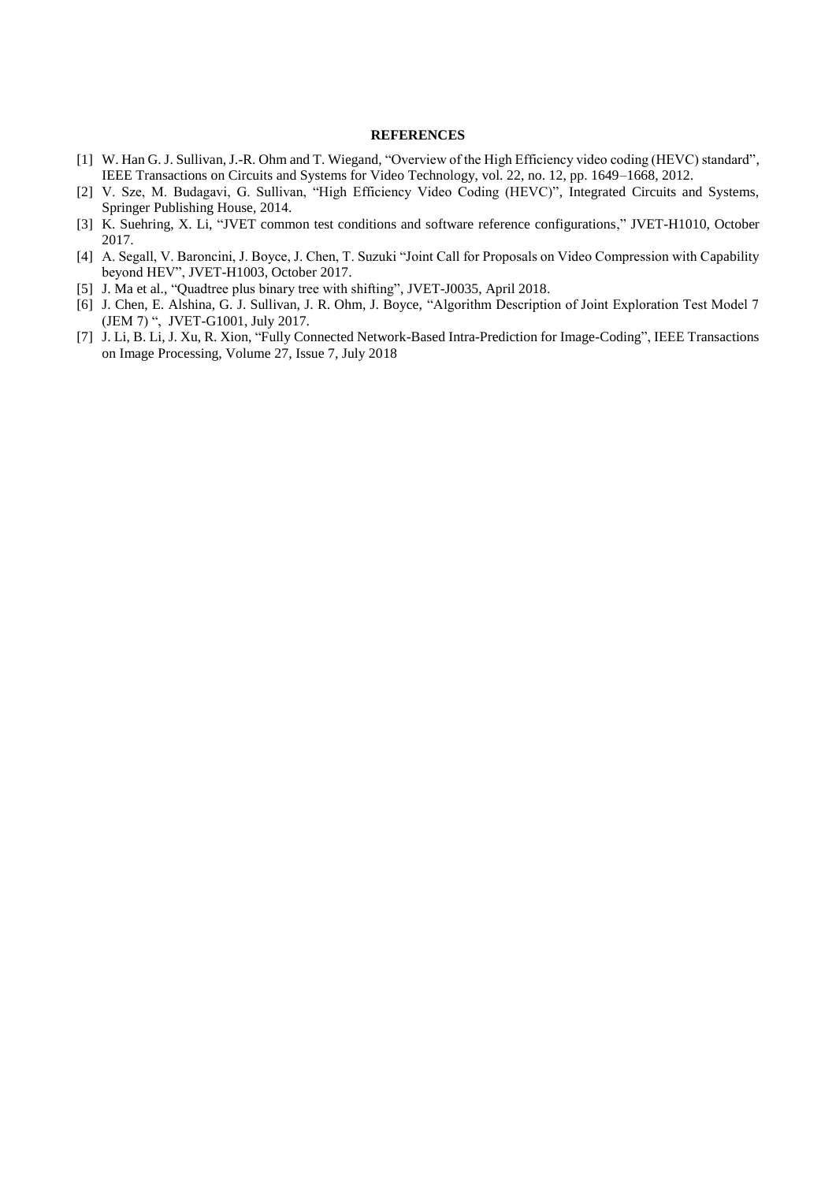**REFERENCES**

[1] W. Han G. J. Sullivan, J.-R. Ohm and T. Wiegand, "Overview of the High Efficiency video coding (HEVC) standard", IEEE Transactions on Circuits and Systems for Video Technology, vol. 22, no. 12, pp. 1649–1668, 2012.

[2] V. Sze, M. Budagavi, G. Sullivan, "High Efficiency Video Coding (HEVC)", Integrated Circuits and Systems, Springer Publishing House, 2014.

[3] K. Suehring, X. Li, "JVET common test conditions and software reference configurations," JVET-H1010, October 2017.

[4] A. Segall, V. Baroncini, J. Boyce, J. Chen, T. Suzuki "Joint Call for Proposals on Video Compression with Capability beyond HEV", JVET-H1003, October 2017.

[5] J. Ma et al., "Quadtree plus binary tree with shifting", JVET-J0035, April 2018.

[6] J. Chen, E. Alshina, G. J. Sullivan, J. R. Ohm, J. Boyce, "Algorithm Description of Joint Exploration Test Model 7 (JEM 7) ", JVET-G1001, July 2017.

[7] J. Li, B. Li, J. Xu, R. Xion, "Fully Connected Network-Based Intra-Prediction for Image-Coding", IEEE Transactions on Image Processing, Volume 27, Issue 7, July 2018